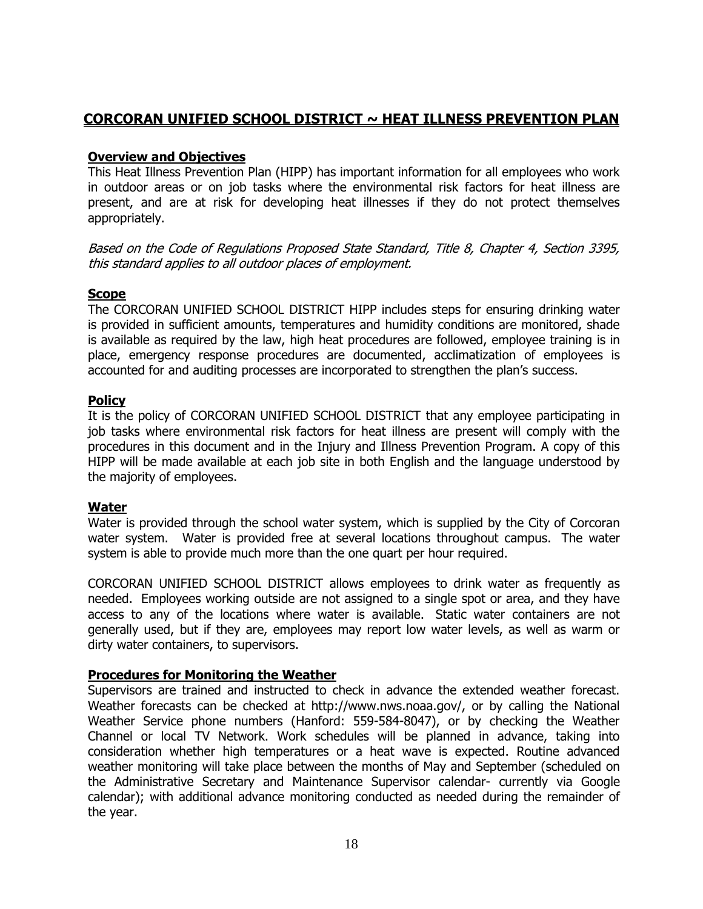# CORCORAN UNIFIED SCHOOL DISTRICT ~ HEAT ILLNESS PREVENTION PLAN

## Overview and Objectives

This Heat Illness Prevention Plan (HIPP) has important information for all employees who work in outdoor areas or on job tasks where the environmental risk factors for heat illness are present, and are at risk for developing heat illnesses if they do not protect themselves appropriately.

*Based on the Code of Regulations Proposed State Standard, Title 8, Chapter 4, Section 3395, this standard applies to all outdoor places of employment.*

## Scope

The CORCORAN UNIFIED SCHOOL DISTRICT HIPP includes steps for ensuring drinking water is provided in sufficient amounts, temperatures and humidity conditions are monitored, shade is available as required by the law, high heat procedures are followed, employee training is in place, emergency response procedures are documented, acclimatization of employees is accounted for and auditing processes are incorporated to strengthen the plan's success.

## Policy

It is the policy of CORCORAN UNIFIED SCHOOL DISTRICT that any employee participating in job tasks where environmental risk factors for heat illness are present will comply with the procedures in this document and in the Injury and Illness Prevention Program. A copy of this HIPP will be made available at each job site in both English and the language understood by the majority of employees.

## Water

Water is provided through the school water system, which is supplied by the City of Corcoran water system. Water is provided free at several locations throughout campus. The water system is able to provide much more than the one quart per hour required.

CORCORAN UNIFIED SCHOOL DISTRICT allows employees to drink water as frequently as needed. Employees working outside are not assigned to a single spot or area, and they have access to any of the locations where water is available. Static water containers are not generally used, but if they are, employees may report low water levels, as well as warm or dirty water containers, to supervisors.

## Procedures for Monitoring the Weather

Supervisors are trained and instructed to check in advance the extended weather forecast. Weather forecasts can be checked at http://www.nws.noaa.gov/, or by calling the National Weather Service phone numbers (Hanford: 559-584-8047), or by checking the Weather Channel or local TV Network. Work schedules will be planned in advance, taking into consideration whether high temperatures or a heat wave is expected. Routine advanced weather monitoring will take place between the months of May and September (scheduled on the Administrative Secretary and Maintenance Supervisor calendar- currently via Google calendar); with additional advance monitoring conducted as needed during the remainder of the year.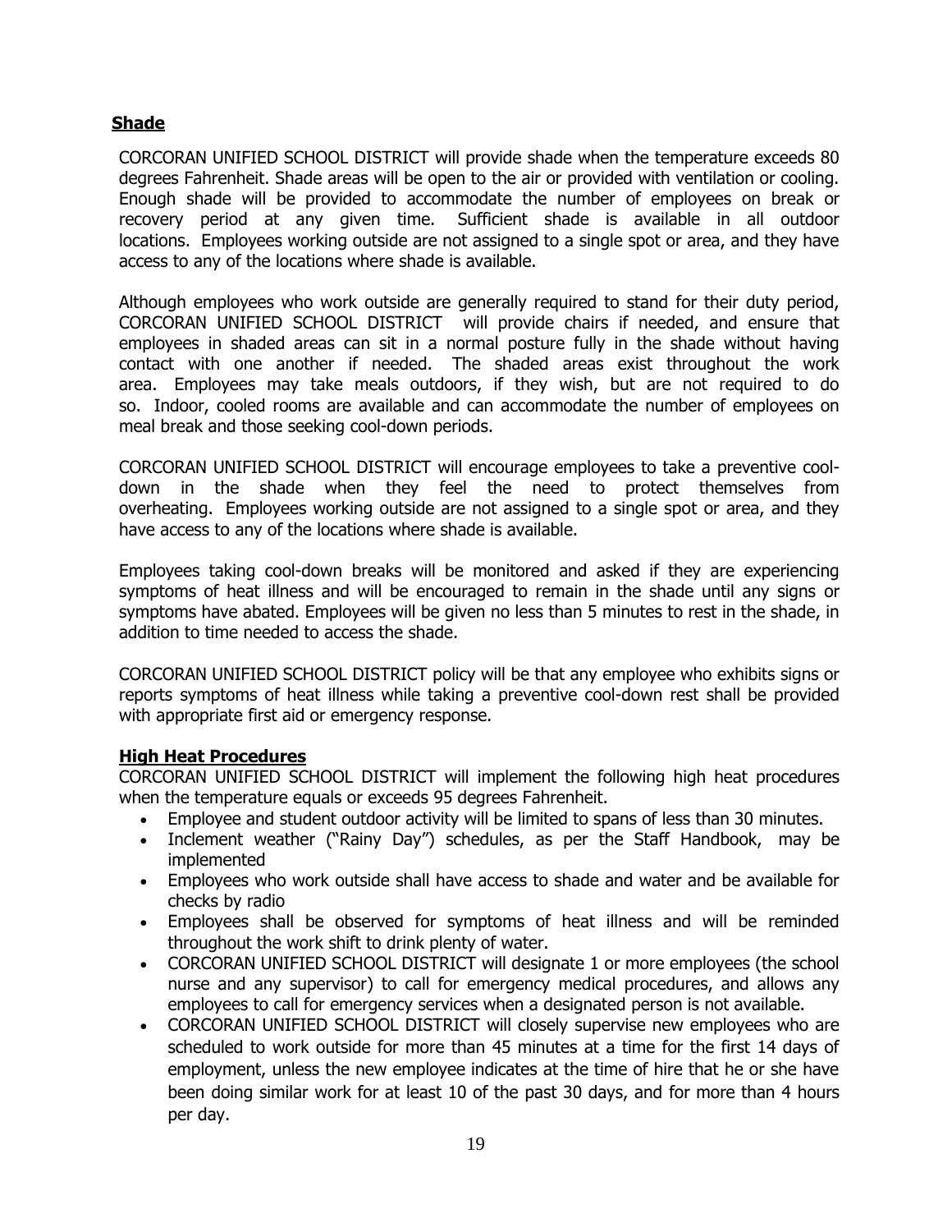## Shade

CORCORAN UNIFIED SCHOOL DISTRICT will provide shade when the temperature exceeds 80 degrees Fahrenheit. Shade areas will be open to the air or provided with ventilation or cooling. Enough shade will be provided to accommodate the number of employees on break or recovery period at any given time. Sufficient shade is available in all outdoor locations. Employees working outside are not assigned to a single spot or area, and they have access to any of the locations where shade is available.

Although employees who work outside are generally required to stand for their duty period, CORCORAN UNIFIED SCHOOL DISTRICT will provide chairs if needed, and ensure that employees in shaded areas can sit in a normal posture fully in the shade without having contact with one another if needed. The shaded areas exist throughout the work area. Employees may take meals outdoors, if they wish, but are not required to do so. Indoor, cooled rooms are available and can accommodate the number of employees on meal break and those seeking cool-down periods.

CORCORAN UNIFIED SCHOOL DISTRICT will encourage employees to take a preventive cool-down in the shade when they feel the need to protect themselves from overheating. Employees working outside are not assigned to a single spot or area, and they have access to any of the locations where shade is available.

Employees taking cool-down breaks will be monitored and asked if they are experiencing symptoms of heat illness and will be encouraged to remain in the shade until any signs or symptoms have abated. Employees will be given no less than 5 minutes to rest in the shade, in addition to time needed to access the shade.

CORCORAN UNIFIED SCHOOL DISTRICT policy will be that any employee who exhibits signs or reports symptoms of heat illness while taking a preventive cool-down rest shall be provided with appropriate first aid or emergency response.

## High Heat Procedures

CORCORAN UNIFIED SCHOOL DISTRICT will implement the following high heat procedures when the temperature equals or exceeds 95 degrees Fahrenheit.

- Employee and student outdoor activity will be limited to spans of less than 30 minutes.
- Inclement weather ("Rainy Day") schedules, as per the Staff Handbook, may be implemented
- Employees who work outside shall have access to shade and water and be available for checks by radio
- Employees shall be observed for symptoms of heat illness and will be reminded throughout the work shift to drink plenty of water.
- CORCORAN UNIFIED SCHOOL DISTRICT will designate 1 or more employees (the school nurse and any supervisor) to call for emergency medical procedures, and allows any employees to call for emergency services when a designated person is not available.
- CORCORAN UNIFIED SCHOOL DISTRICT will closely supervise new employees who are scheduled to work outside for more than 45 minutes at a time for the first 14 days of employment, unless the new employee indicates at the time of hire that he or she have been doing similar work for at least 10 of the past 30 days, and for more than 4 hours per day.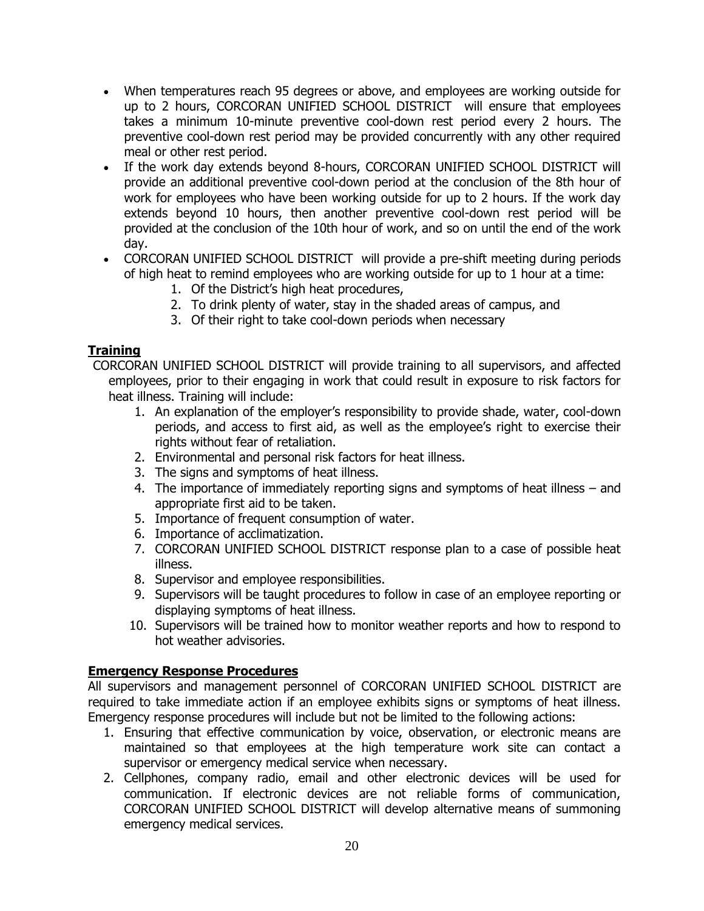- When temperatures reach 95 degrees or above, and employees are working outside for up to 2 hours, CORCORAN UNIFIED SCHOOL DISTRICT will ensure that employees takes a minimum 10-minute preventive cool-down rest period every 2 hours. The preventive cool-down rest period may be provided concurrently with any other required meal or other rest period.
- If the work day extends beyond 8-hours, CORCORAN UNIFIED SCHOOL DISTRICT will provide an additional preventive cool-down period at the conclusion of the 8th hour of work for employees who have been working outside for up to 2 hours. If the work day extends beyond 10 hours, then another preventive cool-down rest period will be provided at the conclusion of the 10th hour of work, and so on until the end of the work day.
- CORCORAN UNIFIED SCHOOL DISTRICT will provide a pre-shift meeting during periods of high heat to remind employees who are working outside for up to 1 hour at a time:
    1. Of the District's high heat procedures,
    2. To drink plenty of water, stay in the shaded areas of campus, and
    3. Of their right to take cool-down periods when necessary

**Training**

CORCORAN UNIFIED SCHOOL DISTRICT will provide training to all supervisors, and affected employees, prior to their engaging in work that could result in exposure to risk factors for heat illness. Training will include:

1. An explanation of the employer's responsibility to provide shade, water, cool-down periods, and access to first aid, as well as the employee's right to exercise their rights without fear of retaliation.
2. Environmental and personal risk factors for heat illness.
3. The signs and symptoms of heat illness.
4. The importance of immediately reporting signs and symptoms of heat illness – and appropriate first aid to be taken.
5. Importance of frequent consumption of water.
6. Importance of acclimatization.
7. CORCORAN UNIFIED SCHOOL DISTRICT response plan to a case of possible heat illness.
8. Supervisor and employee responsibilities.
9. Supervisors will be taught procedures to follow in case of an employee reporting or displaying symptoms of heat illness.
10. Supervisors will be trained how to monitor weather reports and how to respond to hot weather advisories.

**Emergency Response Procedures**

All supervisors and management personnel of CORCORAN UNIFIED SCHOOL DISTRICT are required to take immediate action if an employee exhibits signs or symptoms of heat illness. Emergency response procedures will include but not be limited to the following actions:

1. Ensuring that effective communication by voice, observation, or electronic means are maintained so that employees at the high temperature work site can contact a supervisor or emergency medical service when necessary.
2. Cellphones, company radio, email and other electronic devices will be used for communication. If electronic devices are not reliable forms of communication, CORCORAN UNIFIED SCHOOL DISTRICT will develop alternative means of summoning emergency medical services.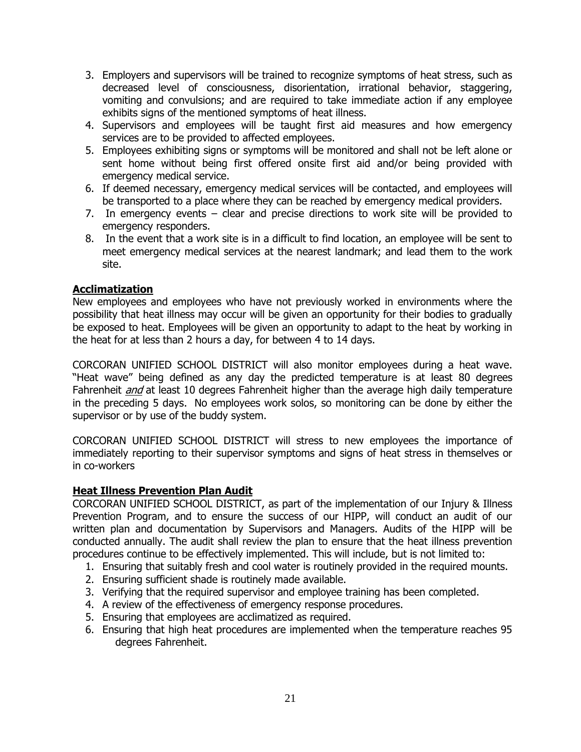3. Employers and supervisors will be trained to recognize symptoms of heat stress, such as decreased level of consciousness, disorientation, irrational behavior, staggering, vomiting and convulsions; and are required to take immediate action if any employee exhibits signs of the mentioned symptoms of heat illness.
4. Supervisors and employees will be taught first aid measures and how emergency services are to be provided to affected employees.
5. Employees exhibiting signs or symptoms will be monitored and shall not be left alone or sent home without being first offered onsite first aid and/or being provided with emergency medical service.
6. If deemed necessary, emergency medical services will be contacted, and employees will be transported to a place where they can be reached by emergency medical providers.
7. In emergency events – clear and precise directions to work site will be provided to emergency responders.
8. In the event that a work site is in a difficult to find location, an employee will be sent to meet emergency medical services at the nearest landmark; and lead them to the work site.

## Acclimatization

New employees and employees who have not previously worked in environments where the possibility that heat illness may occur will be given an opportunity for their bodies to gradually be exposed to heat. Employees will be given an opportunity to adapt to the heat by working in the heat for at less than 2 hours a day, for between 4 to 14 days.

CORCORAN UNIFIED SCHOOL DISTRICT will also monitor employees during a heat wave. "Heat wave" being defined as any day the predicted temperature is at least 80 degrees Fahrenheit ***and*** at least 10 degrees Fahrenheit higher than the average high daily temperature in the preceding 5 days. No employees work solos, so monitoring can be done by either the supervisor or by use of the buddy system.

CORCORAN UNIFIED SCHOOL DISTRICT will stress to new employees the importance of immediately reporting to their supervisor symptoms and signs of heat stress in themselves or in co-workers

## Heat Illness Prevention Plan Audit

CORCORAN UNIFIED SCHOOL DISTRICT, as part of the implementation of our Injury & Illness Prevention Program, and to ensure the success of our HIPP, will conduct an audit of our written plan and documentation by Supervisors and Managers. Audits of the HIPP will be conducted annually. The audit shall review the plan to ensure that the heat illness prevention procedures continue to be effectively implemented. This will include, but is not limited to:

1. Ensuring that suitably fresh and cool water is routinely provided in the required mounts.
2. Ensuring sufficient shade is routinely made available.
3. Verifying that the required supervisor and employee training has been completed.
4. A review of the effectiveness of emergency response procedures.
5. Ensuring that employees are acclimatized as required.
6. Ensuring that high heat procedures are implemented when the temperature reaches 95 degrees Fahrenheit.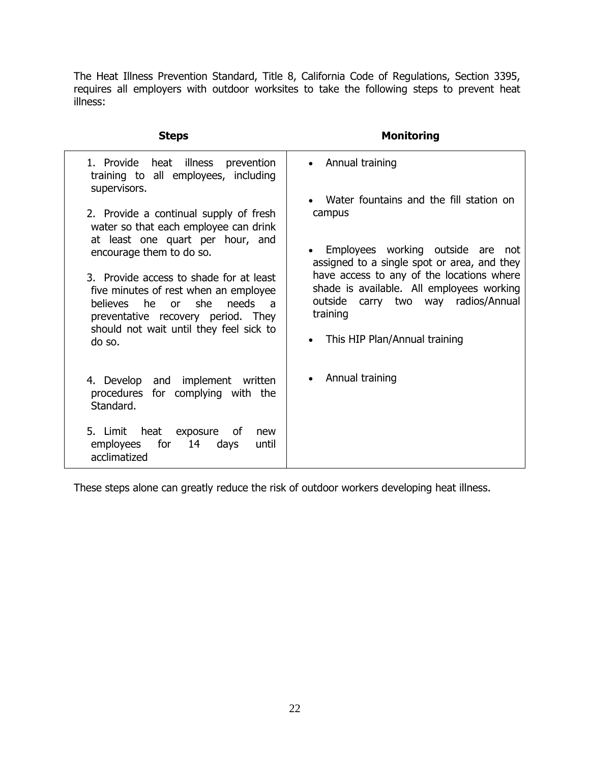The Heat Illness Prevention Standard, Title 8, California Code of Regulations, Section 3395, requires all employers with outdoor worksites to take the following steps to prevent heat illness:

| Steps | Monitoring |
|---|---|
| 1. Provide heat illness prevention training to all employees, including supervisors. | • Annual training |
| 2. Provide a continual supply of fresh water so that each employee can drink at least one quart per hour, and encourage them to do so. | • Water fountains and the fill station on campus |
| 3. Provide access to shade for at least five minutes of rest when an employee believes he or she needs a preventative recovery period. They should not wait until they feel sick to do so. | • Employees working outside are not assigned to a single spot or area, and they have access to any of the locations where shade is available. All employees working outside carry two way radios/Annual training |
| 4. Develop and implement written procedures for complying with the Standard. | • This HIP Plan/Annual training |
| 5. Limit heat exposure of new employees for 14 days until acclimatized | • Annual training |

These steps alone can greatly reduce the risk of outdoor workers developing heat illness.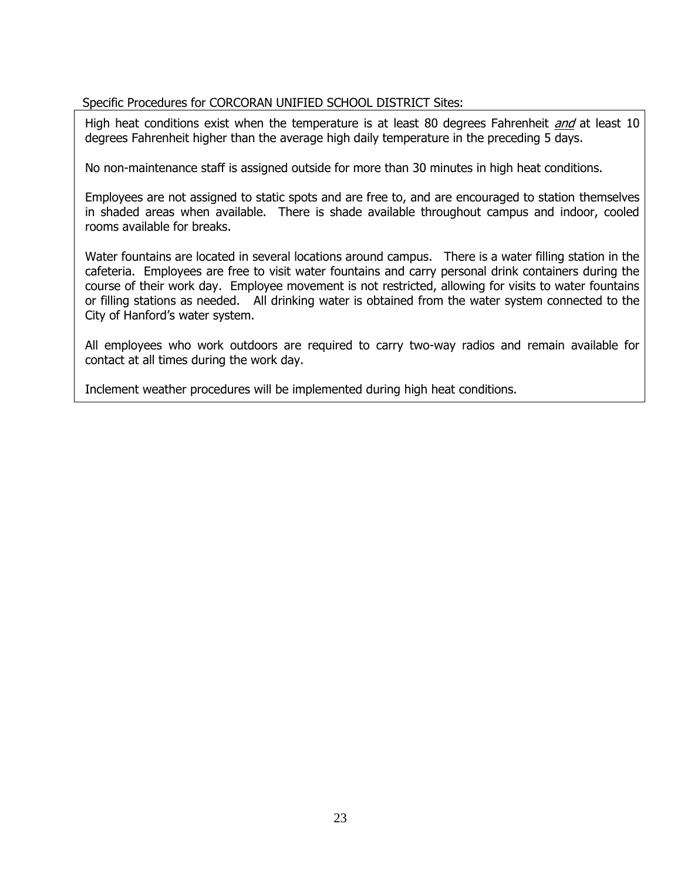Specific Procedures for CORCORAN UNIFIED SCHOOL DISTRICT Sites:

High heat conditions exist when the temperature is at least 80 degrees Fahrenheit *and* at least 10 degrees Fahrenheit higher than the average high daily temperature in the preceding 5 days.

No non-maintenance staff is assigned outside for more than 30 minutes in high heat conditions.

Employees are not assigned to static spots and are free to, and are encouraged to station themselves in shaded areas when available. There is shade available throughout campus and indoor, cooled rooms available for breaks.

Water fountains are located in several locations around campus. There is a water filling station in the cafeteria. Employees are free to visit water fountains and carry personal drink containers during the course of their work day. Employee movement is not restricted, allowing for visits to water fountains or filling stations as needed. All drinking water is obtained from the water system connected to the City of Hanford's water system.

All employees who work outdoors are required to carry two-way radios and remain available for contact at all times during the work day.

Inclement weather procedures will be implemented during high heat conditions.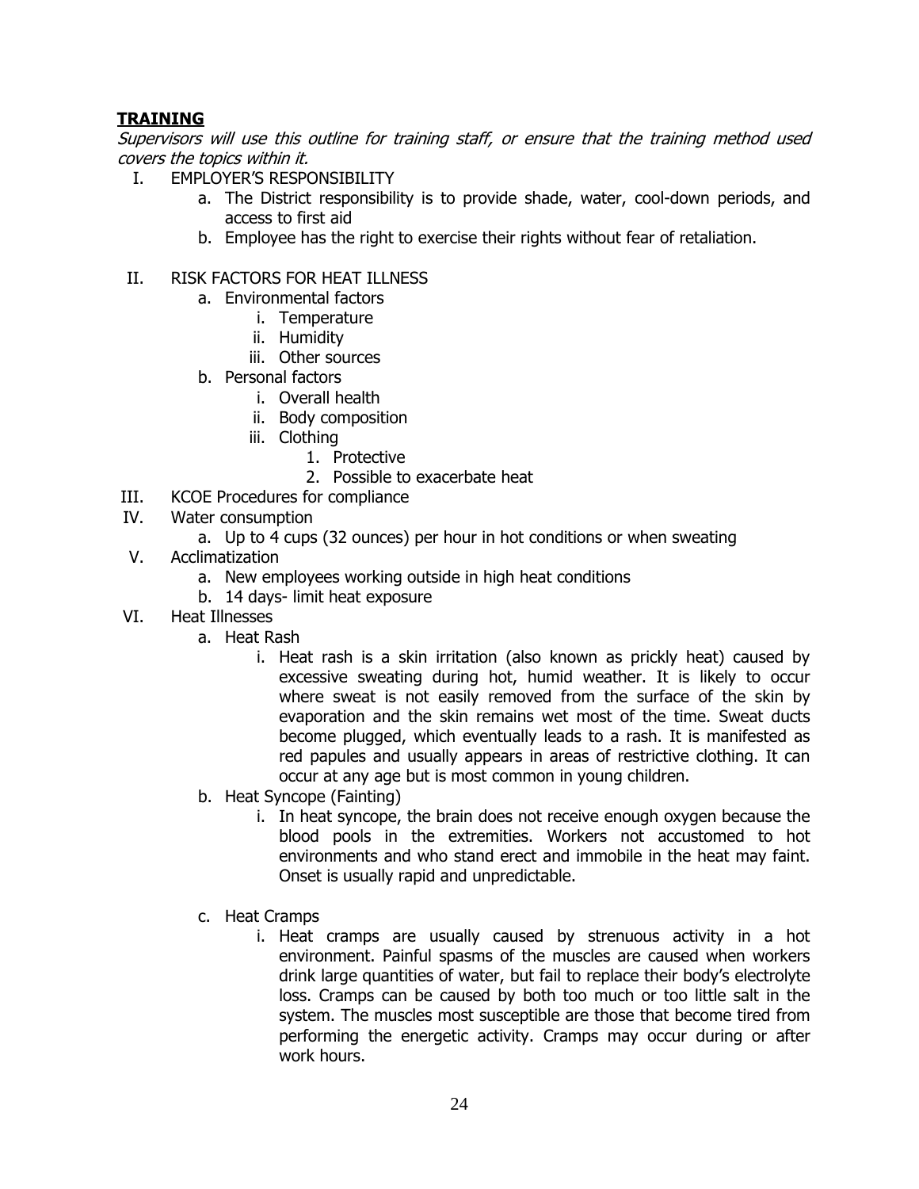**TRAINING**

*Supervisors will use this outline for training staff, or ensure that the training method used covers the topics within it.*

I. EMPLOYER'S RESPONSIBILITY
   a. The District responsibility is to provide shade, water, cool-down periods, and access to first aid
   b. Employee has the right to exercise their rights without fear of retaliation.

II. RISK FACTORS FOR HEAT ILLNESS
   a. Environmental factors
      i. Temperature
      ii. Humidity
      iii. Other sources
   b. Personal factors
      i. Overall health
      ii. Body composition
      iii. Clothing
         1. Protective
         2. Possible to exacerbate heat

III. KCOE Procedures for compliance

IV. Water consumption
   a. Up to 4 cups (32 ounces) per hour in hot conditions or when sweating

V. Acclimatization
   a. New employees working outside in high heat conditions
   b. 14 days- limit heat exposure

VI. Heat Illnesses
   a. Heat Rash
      i. Heat rash is a skin irritation (also known as prickly heat) caused by excessive sweating during hot, humid weather. It is likely to occur where sweat is not easily removed from the surface of the skin by evaporation and the skin remains wet most of the time. Sweat ducts become plugged, which eventually leads to a rash. It is manifested as red papules and usually appears in areas of restrictive clothing. It can occur at any age but is most common in young children.
   b. Heat Syncope (Fainting)
      i. In heat syncope, the brain does not receive enough oxygen because the blood pools in the extremities. Workers not accustomed to hot environments and who stand erect and immobile in the heat may faint. Onset is usually rapid and unpredictable.
   c. Heat Cramps
      i. Heat cramps are usually caused by strenuous activity in a hot environment. Painful spasms of the muscles are caused when workers drink large quantities of water, but fail to replace their body's electrolyte loss. Cramps can be caused by both too much or too little salt in the system. The muscles most susceptible are those that become tired from performing the energetic activity. Cramps may occur during or after work hours.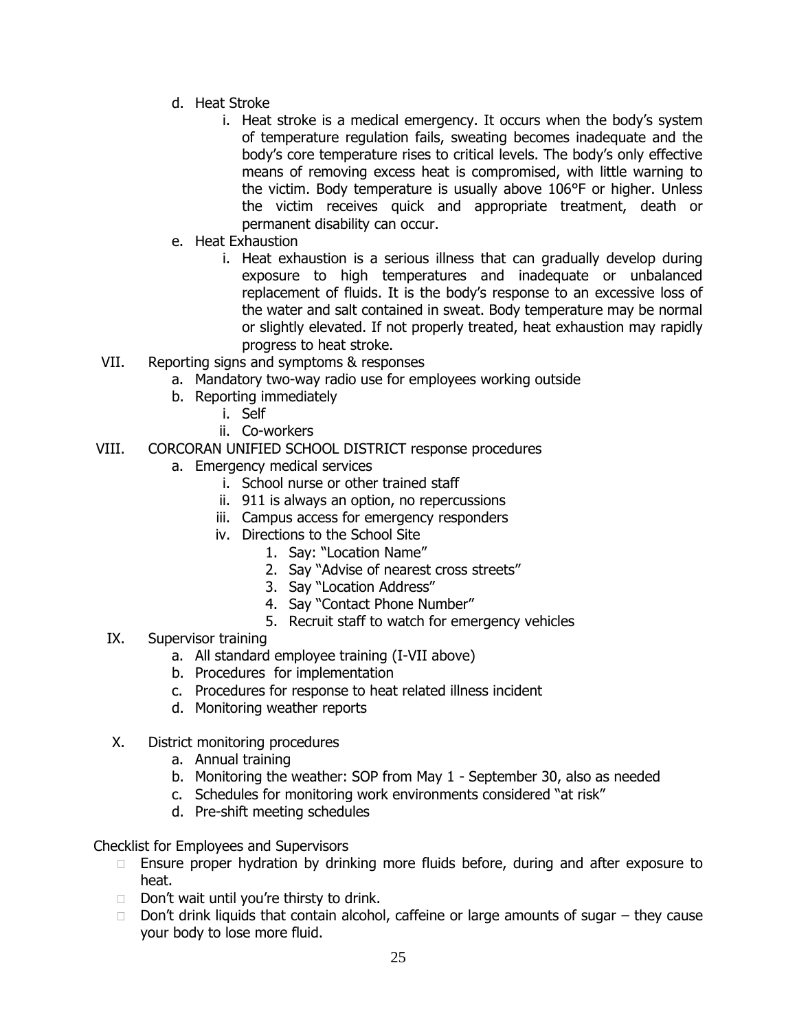d. Heat Stroke

   i. Heat stroke is a medical emergency. It occurs when the body's system of temperature regulation fails, sweating becomes inadequate and the body's core temperature rises to critical levels. The body's only effective means of removing excess heat is compromised, with little warning to the victim. Body temperature is usually above 106°F or higher. Unless the victim receives quick and appropriate treatment, death or permanent disability can occur.

e. Heat Exhaustion

   i. Heat exhaustion is a serious illness that can gradually develop during exposure to high temperatures and inadequate or unbalanced replacement of fluids. It is the body's response to an excessive loss of the water and salt contained in sweat. Body temperature may be normal or slightly elevated. If not properly treated, heat exhaustion may rapidly progress to heat stroke.

VII. Reporting signs and symptoms & responses

   a. Mandatory two-way radio use for employees working outside
   b. Reporting immediately
      i. Self
      ii. Co-workers

VIII. CORCORAN UNIFIED SCHOOL DISTRICT response procedures

   a. Emergency medical services
      i. School nurse or other trained staff
      ii. 911 is always an option, no repercussions
      iii. Campus access for emergency responders
      iv. Directions to the School Site
         1. Say: "Location Name"
         2. Say "Advise of nearest cross streets"
         3. Say "Location Address"
         4. Say "Contact Phone Number"
         5. Recruit staff to watch for emergency vehicles

IX. Supervisor training

   a. All standard employee training (I-VII above)
   b. Procedures for implementation
   c. Procedures for response to heat related illness incident
   d. Monitoring weather reports

X. District monitoring procedures

   a. Annual training
   b. Monitoring the weather: SOP from May 1 - September 30, also as needed
   c. Schedules for monitoring work environments considered "at risk"
   d. Pre-shift meeting schedules

Checklist for Employees and Supervisors

- Ensure proper hydration by drinking more fluids before, during and after exposure to heat.
- Don't wait until you're thirsty to drink.
- Don't drink liquids that contain alcohol, caffeine or large amounts of sugar – they cause your body to lose more fluid.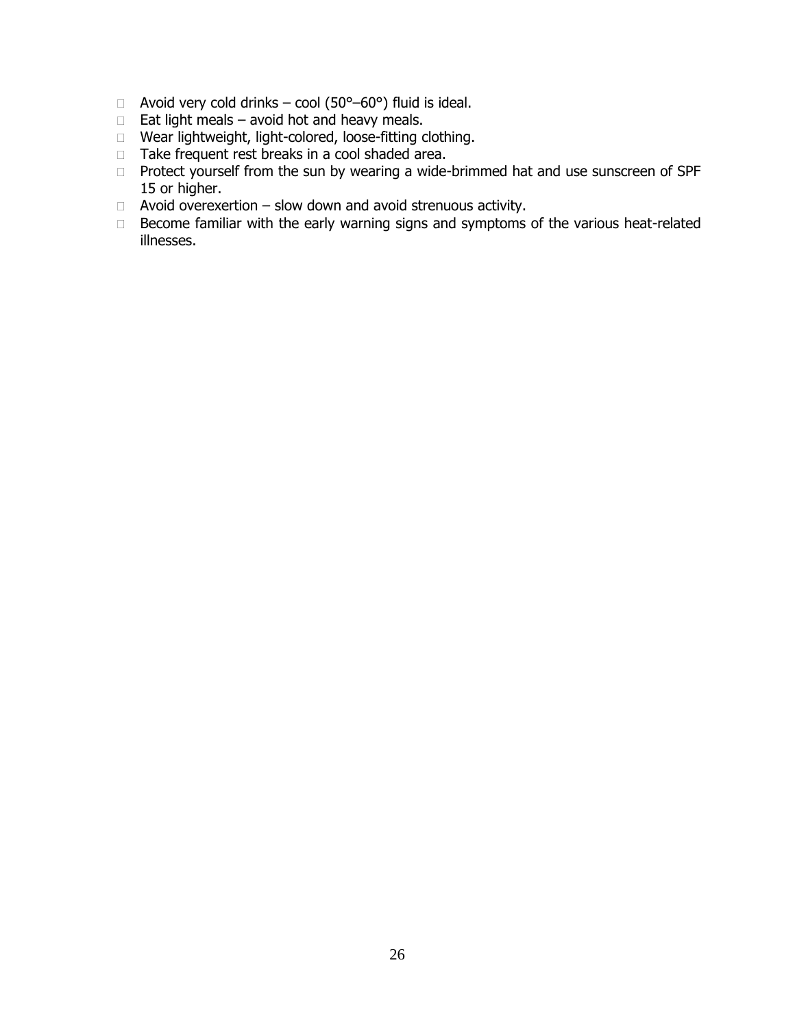- Avoid very cold drinks – cool (50°–60°) fluid is ideal.
- Eat light meals – avoid hot and heavy meals.
- Wear lightweight, light-colored, loose-fitting clothing.
- Take frequent rest breaks in a cool shaded area.
- Protect yourself from the sun by wearing a wide-brimmed hat and use sunscreen of SPF 15 or higher.
- Avoid overexertion – slow down and avoid strenuous activity.
- Become familiar with the early warning signs and symptoms of the various heat-related illnesses.